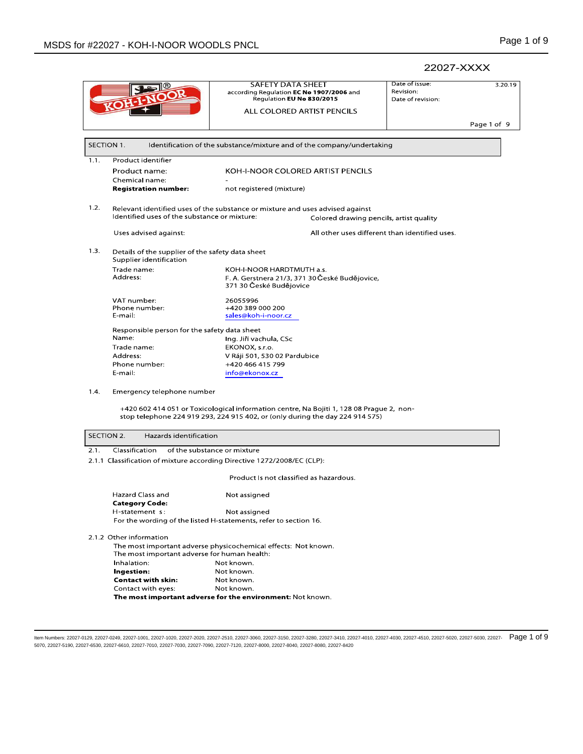22027-XXXX

| KOH-I-NOOR | SAFETY DATA SHEET according Regulation **EC No 1907/2006** and Regulation **EU No 830/2015** ALL COLORED ARTIST PENCILS | Date of issue: 3.20.19 Revision: Date of revision: |
|---|---|---|

## SECTION 1. Identification of the substance/mixture and of the company/undertaking

1.1. Product identifier

| | |
|---|---|
| Product name: | KOH-I-NOOR COLORED ARTIST PENCILS |
| Chemical name: | - |
| **Registration number:** | not registered (mixture) |

1.2. Relevant identified uses of the substance or mixture and uses advised against

| | |
|---|---|
| Identified uses of the substance or mixture: | Colored drawing pencils, artist quality |
| Uses advised against: | All other uses different than identified uses. |

1.3. Details of the supplier of the safety data sheet

Supplier identification

| | |
|---|---|
| Trade name: | KOH-I-NOOR HARDTMUTH a.s. |
| Address: | F. A. Gerstnera 21/3, 371 30České Budějovice, 371 30 České Budějovice |
| VAT number: | 26055996 |
| Phone number: | +420 389 000 200 |
| E-mail: | sales@koh-i-noor.cz |

Responsible person for the safety data sheet

| | |
|---|---|
| Name: | Ing. Jiří vachula, CSc |
| Trade name: | EKONOX, s.r.o. |
| Address: | V Ráji 501, 530 02 Pardubice |
| Phone number: | +420 466 415 799 |
| E-mail: | info@ekonox.cz |

1.4. Emergency telephone number

+420 602 414 051 or Toxicological information centre, Na Bojiti 1, 128 08 Prague 2, non-stop telephone 224 919 293, 224 915 402, or (only during the day 224 914 575)

## SECTION 2. Hazards identification

2.1. Classification of the substance or mixture

2.1.1 Classification of mixture according Directive 1272/2008/EC (CLP):

Product Is not classified as hazardous.

| | |
|---|---|
| Hazard Class and **Category Code:** | Not assigned |
| H-statement s: | Not assigned |

For the wording of the listed H-statements, refer to section 16.

2.1.2 Other information

The most important adverse physicochemical effects: Not known.

The most important adverse for human health:

| | |
|---|---|
| Inhalation: | Not known. |
| **Ingestion:** | Not known. |
| **Contact with skin:** | Not known. |
| Contact with eyes: | Not known. |

**The most important adverse for the environment:** Not known.

Item Numbers: 22027-0129, 22027-0249, 22027-1001, 22027-1020, 22027-2020, 22027-2510, 22027-3060, 22027-3150, 22027-3280, 22027-3410, 22027-4010, 22027-4030, 22027-4510, 22027-5020, 22027-5030, 22027-5070, 22027-5190, 22027-6530, 22027-6610, 22027-7010, 22027-7030, 22027-7090, 22027-7120, 22027-8000, 22027-8040, 22027-8080, 22027-8420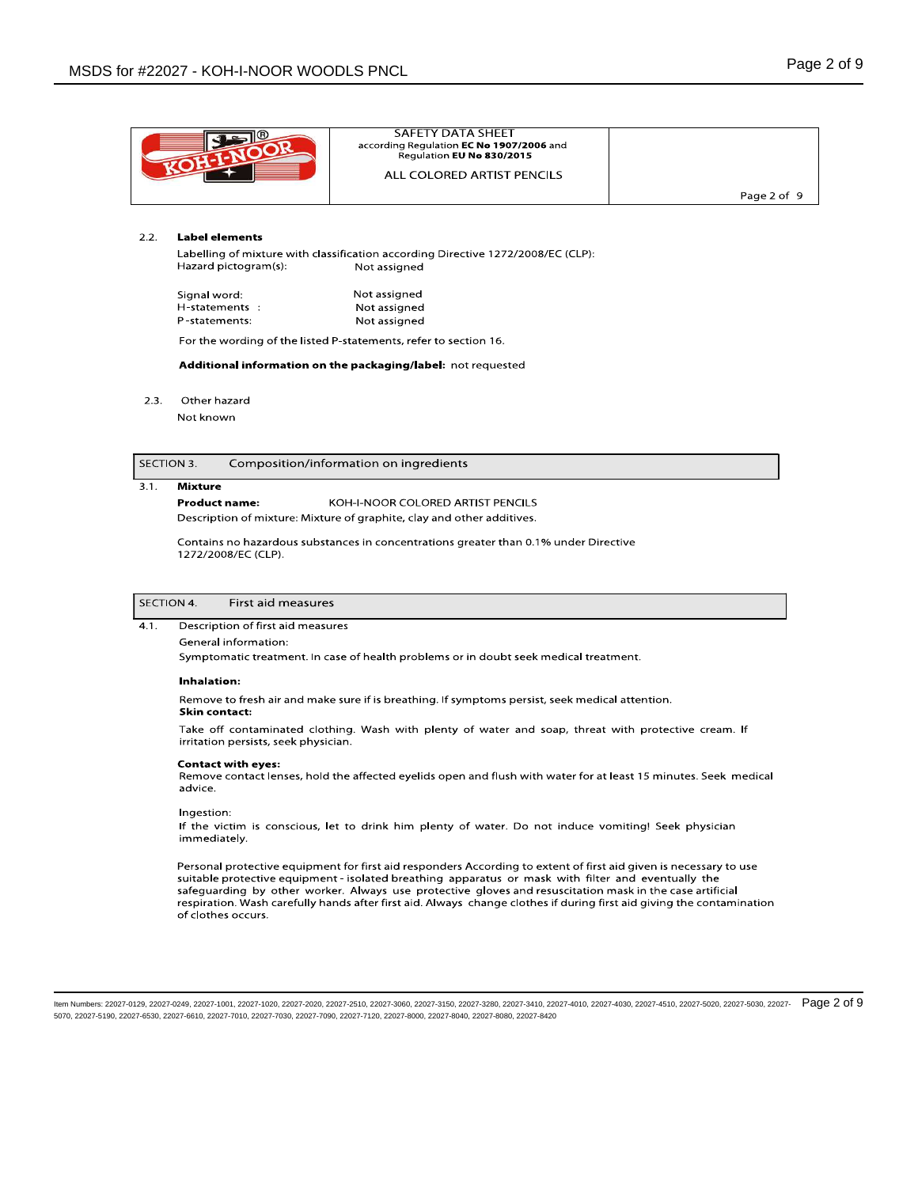| | SAFETY DATA SHEET according Regulation **EC No 1907/2006** and Regulation **EU No 830/2015** ALL COLORED ARTIST PENCILS | |
|---|---|---|

### 2.2. Label elements

Labelling of mixture with classification according Directive 1272/2008/EC (CLP):

Hazard pictogram(s): Not assigned

Signal word: Not assigned
H-statements : Not assigned
P-statements: Not assigned

For the wording of the listed P-statements, refer to section 16.

**Additional information on the packaging/label:** not requested

### 2.3. Other hazard

Not known

## SECTION 3. Composition/information on ingredients

### 3.1. Mixture

**Product name:** KOH-I-NOOR COLORED ARTIST PENCILS

Description of mixture: Mixture of graphite, clay and other additives.

Contains no hazardous substances in concentrations greater than 0.1% under Directive 1272/2008/EC (CLP).

## SECTION 4. First aid measures

### 4.1. Description of first aid measures

General information:

Symptomatic treatment. In case of health problems or in doubt seek medical treatment.

**Inhalation:**

Remove to fresh air and make sure if is breathing. If symptoms persist, seek medical attention.

**Skin contact:**

Take off contaminated clothing. Wash with plenty of water and soap, threat with protective cream. If irritation persists, seek physician.

**Contact with eyes:**

Remove contact lenses, hold the affected eyelids open and flush with water for at least 15 minutes. Seek medical advice.

Ingestion:

If the victim is conscious, let to drink him plenty of water. Do not induce vomiting! Seek physician immediately.

Personal protective equipment for first aid responders According to extent of first aid given is necessary to use suitable protective equipment - isolated breathing apparatus or mask with filter and eventually the safeguarding by other worker. Always use protective gloves and resuscitation mask in the case artificial respiration. Wash carefully hands after first aid. Always change clothes if during first aid giving the contamination of clothes occurs.

Item Numbers: 22027-0129, 22027-0249, 22027-1001, 22027-1020, 22027-2020, 22027-2510, 22027-3060, 22027-3150, 22027-3280, 22027-3410, 22027-4010, 22027-4030, 22027-4510, 22027-5020, 22027-5030, 22027-5070, 22027-5190, 22027-6530, 22027-6610, 22027-7010, 22027-7030, 22027-7090, 22027-7120, 22027-8000, 22027-8040, 22027-8080, 22027-8420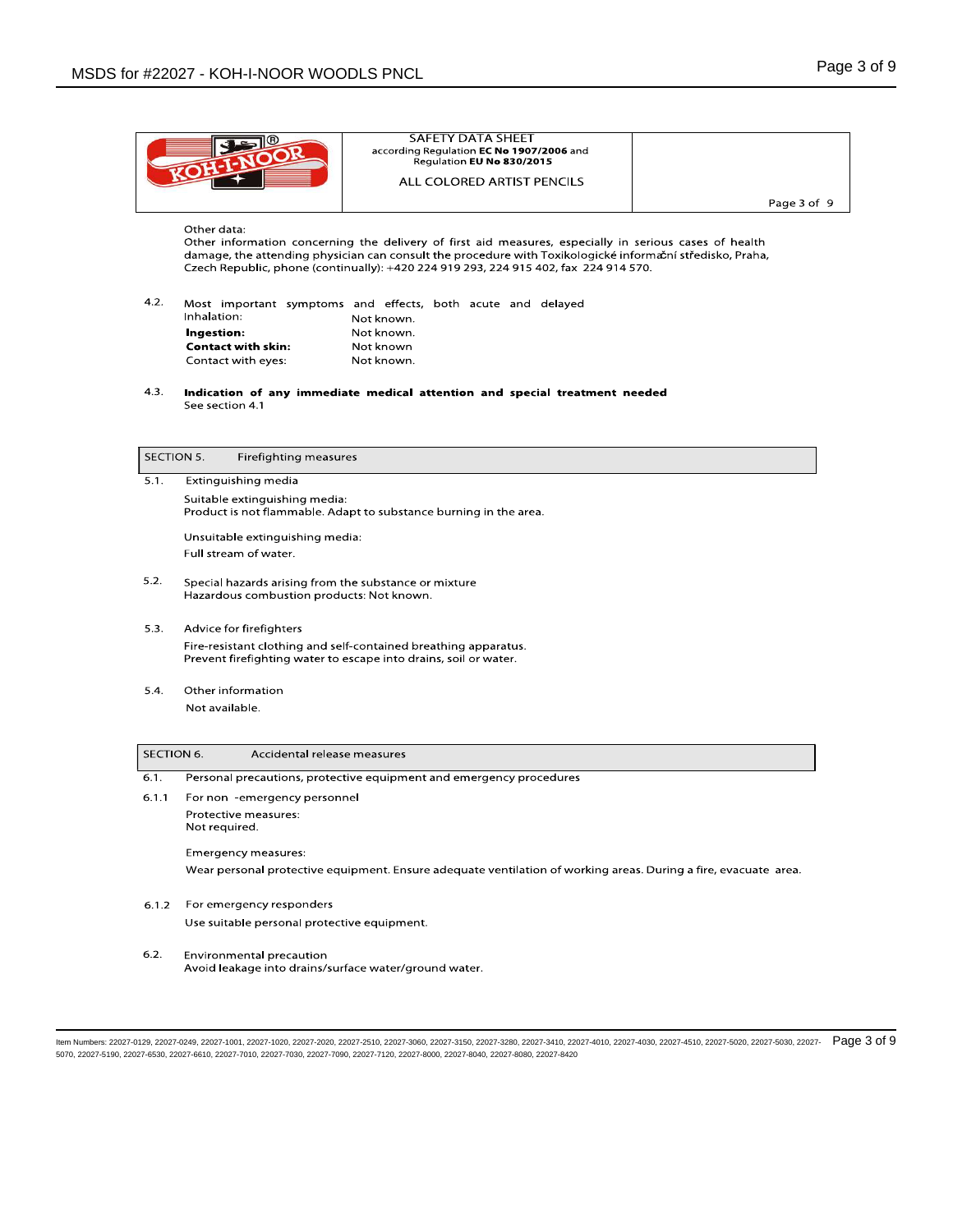Other data:
Other information concerning the delivery of first aid measures, especially in serious cases of health damage, the attending physician can consult the procedure with Toxikologické informační středisko, Praha, Czech Republic, phone (continually): +420 224 919 293, 224 915 402, fax 224 914 570.

4.2. Most important symptoms and effects, both acute and delayed

| | |
|---|---|
| Inhalation: | Not known. |
| **Ingestion:** | Not known. |
| **Contact with skin:** | Not known |
| Contact with eyes: | Not known. |

4.3. **Indication of any immediate medical attention and special treatment needed**
See section 4.1

## SECTION 5. Firefighting measures

5.1. Extinguishing media

Suitable extinguishing media:
Product is not flammable. Adapt to substance burning in the area.

Unsuitable extinguishing media:
Full stream of water.

5.2. Special hazards arising from the substance or mixture
Hazardous combustion products: Not known.

5.3. Advice for firefighters
Fire-resistant clothing and self-contained breathing apparatus.
Prevent firefighting water to escape into drains, soil or water.

5.4. Other information
Not available.

## SECTION 6. Accidental release measures

6.1. Personal precautions, protective equipment and emergency procedures

6.1.1 For non -emergency personnel
Protective measures:
Not required.

Emergency measures:
Wear personal protective equipment. Ensure adequate ventilation of working areas. During a fire, evacuate area.

6.1.2 For emergency responders
Use suitable personal protective equipment.

6.2. Environmental precaution
Avoid leakage into drains/surface water/ground water.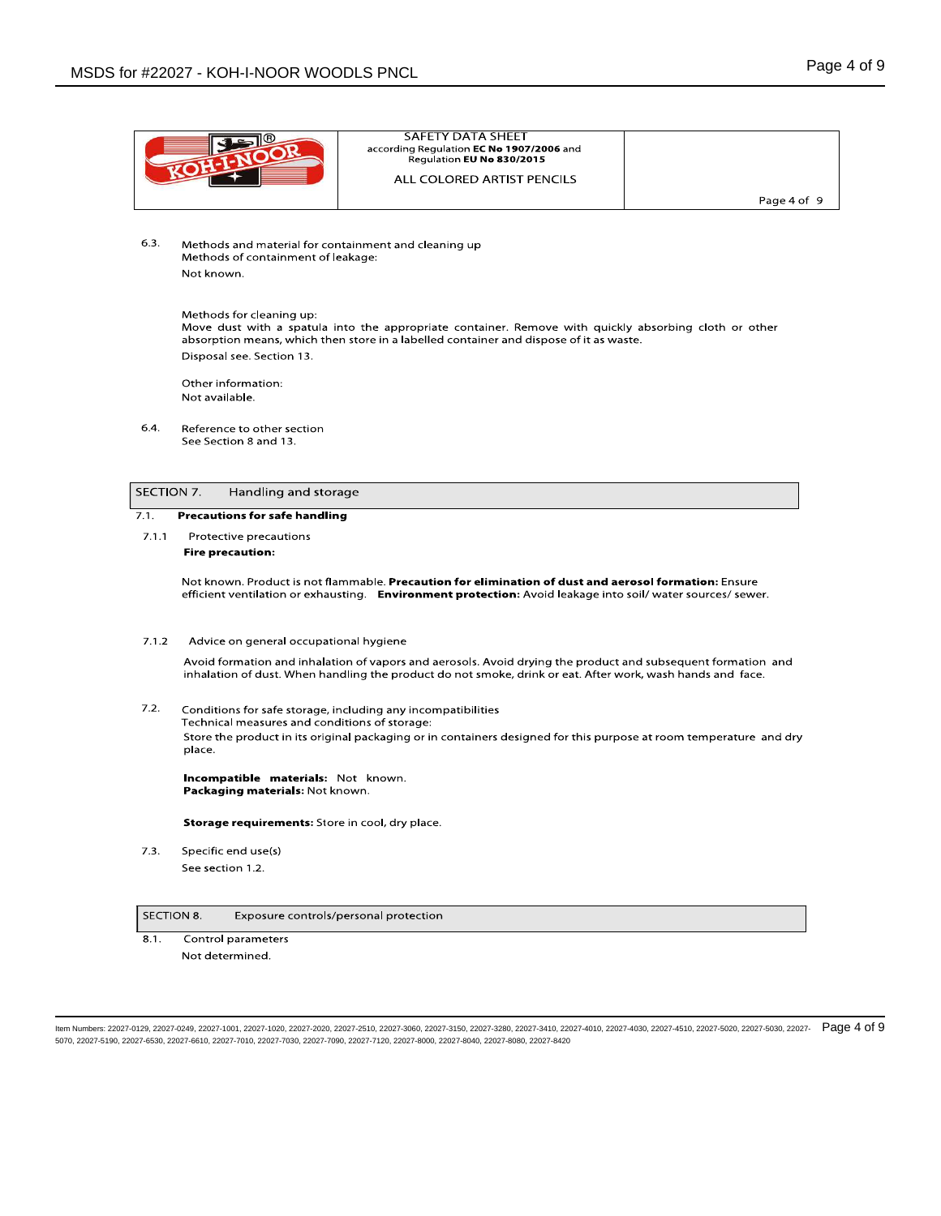6.3. Methods and material for containment and cleaning up

Methods of containment of leakage:

Not known.

Methods for cleaning up:

Move dust with a spatula into the appropriate container. Remove with quickly absorbing cloth or other absorption means, which then store in a labelled container and dispose of it as waste.

Disposal see. Section 13.

Other information:

Not available.

6.4. Reference to other section

See Section 8 and 13.

## SECTION 7. Handling and storage

### 7.1. Precautions for safe handling

7.1.1 Protective precautions

**Fire precaution:**

Not known. Product is not flammable. **Precaution for elimination of dust and aerosol formation:** Ensure efficient ventilation or exhausting. **Environment protection:** Avoid leakage into soil/ water sources/ sewer.

7.1.2 Advice on general occupational hygiene

Avoid formation and inhalation of vapors and aerosols. Avoid drying the product and subsequent formation and inhalation of dust. When handling the product do not smoke, drink or eat. After work, wash hands and face.

7.2. Conditions for safe storage, including any incompatibilities

Technical measures and conditions of storage:

Store the product in its original packaging or in containers designed for this purpose at room temperature and dry place.

**Incompatible materials:** Not known.

**Packaging materials:** Not known.

**Storage requirements:** Store in cool, dry place.

7.3. Specific end use(s)

See section 1.2.

## SECTION 8. Exposure controls/personal protection

8.1. Control parameters

Not determined.

Item Numbers: 22027-0129, 22027-0249, 22027-1001, 22027-1020, 22027-2020, 22027-2510, 22027-3060, 22027-3150, 22027-3280, 22027-3410, 22027-4010, 22027-4030, 22027-4510, 22027-5020, 22027-5030, 22027-5070, 22027-5190, 22027-6530, 22027-6610, 22027-7010, 22027-7030, 22027-7090, 22027-7120, 22027-8000, 22027-8040, 22027-8080, 22027-8420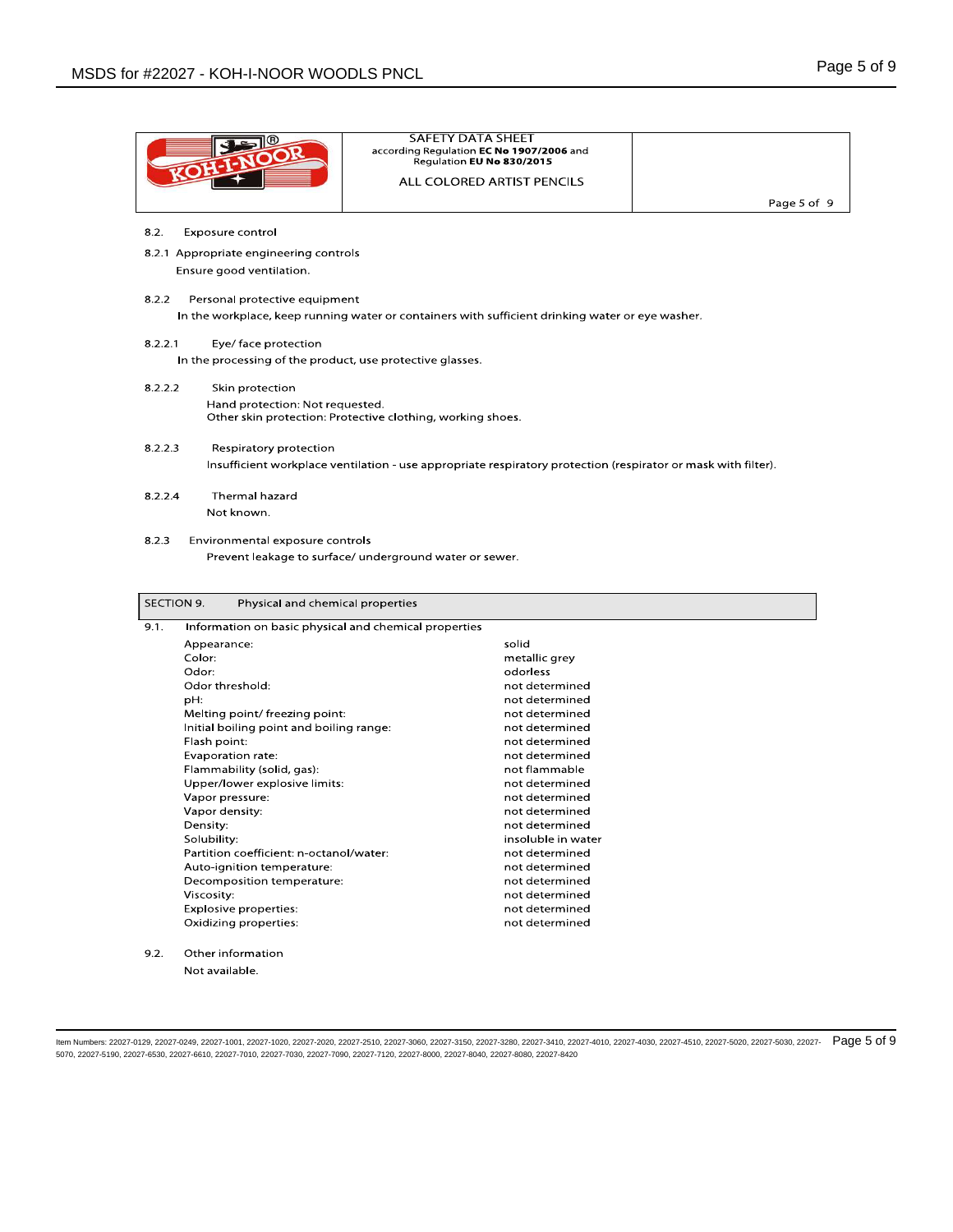| KOH-I-NOOR | SAFETY DATA SHEET according Regulation **EC No 1907/2006** and Regulation **EU No 830/2015** ALL COLORED ARTIST PENCILS | |
|---|---|---|

8.2. Exposure control

8.2.1 Appropriate engineering controls

Ensure good ventilation.

8.2.2 Personal protective equipment

In the workplace, keep running water or containers with sufficient drinking water or eye washer.

8.2.2.1 Eye/ face protection

In the processing of the product, use protective glasses.

8.2.2.2 Skin protection

Hand protection: Not requested.
Other skin protection: Protective clothing, working shoes.

8.2.2.3 Respiratory protection

Insufficient workplace ventilation - use appropriate respiratory protection (respirator or mask with filter).

8.2.2.4 Thermal hazard

Not known.

8.2.3 Environmental exposure controls

Prevent leakage to surface/ underground water or sewer.

## SECTION 9. Physical and chemical properties

9.1. Information on basic physical and chemical properties

| | |
|---|---|
| Appearance: | solid |
| Color: | metallic grey |
| Odor: | odorless |
| Odor threshold: | not determined |
| pH: | not determined |
| Melting point/ freezing point: | not determined |
| Initial boiling point and boiling range: | not determined |
| Flash point: | not determined |
| Evaporation rate: | not determined |
| Flammability (solid, gas): | not flammable |
| Upper/lower explosive limits: | not determined |
| Vapor pressure: | not determined |
| Vapor density: | not determined |
| Density: | not determined |
| Solubility: | insoluble in water |
| Partition coefficient: n-octanol/water: | not determined |
| Auto-ignition temperature: | not determined |
| Decomposition temperature: | not determined |
| Viscosity: | not determined |
| Explosive properties: | not determined |
| Oxidizing properties: | not determined |

9.2. Other information

Not available.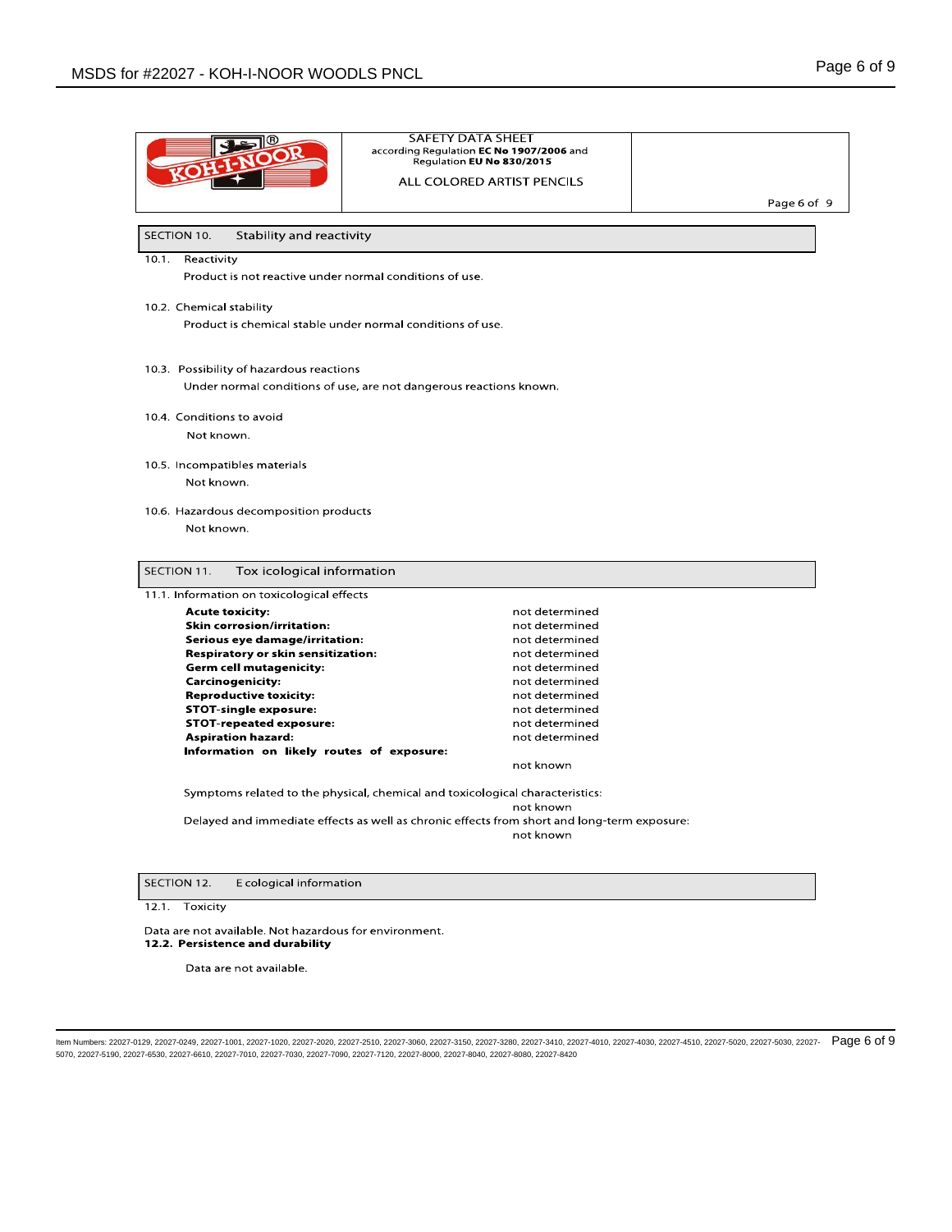SAFETY DATA SHEET
according Regulation **EC No 1907/2006** and Regulation **EU No 830/2015**

ALL COLORED ARTIST PENCILS

## SECTION 10. Stability and reactivity

10.1. Reactivity

Product is not reactive under normal conditions of use.

10.2. Chemical stability

Product is chemical stable under normal conditions of use.

10.3. Possibility of hazardous reactions

Under normal conditions of use, are not dangerous reactions known.

10.4. Conditions to avoid

Not known.

10.5. Incompatibles materials

Not known.

10.6. Hazardous decomposition products

Not known.

## SECTION 11. Tox icological information

11.1. Information on toxicological effects

| | |
|---|---|
| **Acute toxicity:** | not determined |
| **Skin corrosion/irritation:** | not determined |
| **Serious eye damage/irritation:** | not determined |
| **Respiratory or skin sensitization:** | not determined |
| **Germ cell mutagenicity:** | not determined |
| **Carcinogenicity:** | not determined |
| **Reproductive toxicity:** | not determined |
| **STOT-single exposure:** | not determined |
| **STOT-repeated exposure:** | not determined |
| **Aspiration hazard:** | not determined |
| **Information on likely routes of exposure:** | not known |

Symptoms related to the physical, chemical and toxicological characteristics:
not known

Delayed and immediate effects as well as chronic effects from short and long-term exposure:
not known

## SECTION 12. E cological information

12.1. Toxicity

Data are not available. Not hazardous for environment.

**12.2. Persistence and durability**

Data are not available.

Item Numbers: 22027-0129, 22027-0249, 22027-1001, 22027-1020, 22027-2020, 22027-2510, 22027-3060, 22027-3150, 22027-3280, 22027-3410, 22027-4010, 22027-4030, 22027-4510, 22027-5020, 22027-5030, 22027-5070, 22027-5190, 22027-6530, 22027-6610, 22027-7010, 22027-7030, 22027-7090, 22027-7120, 22027-8000, 22027-8040, 22027-8080, 22027-8420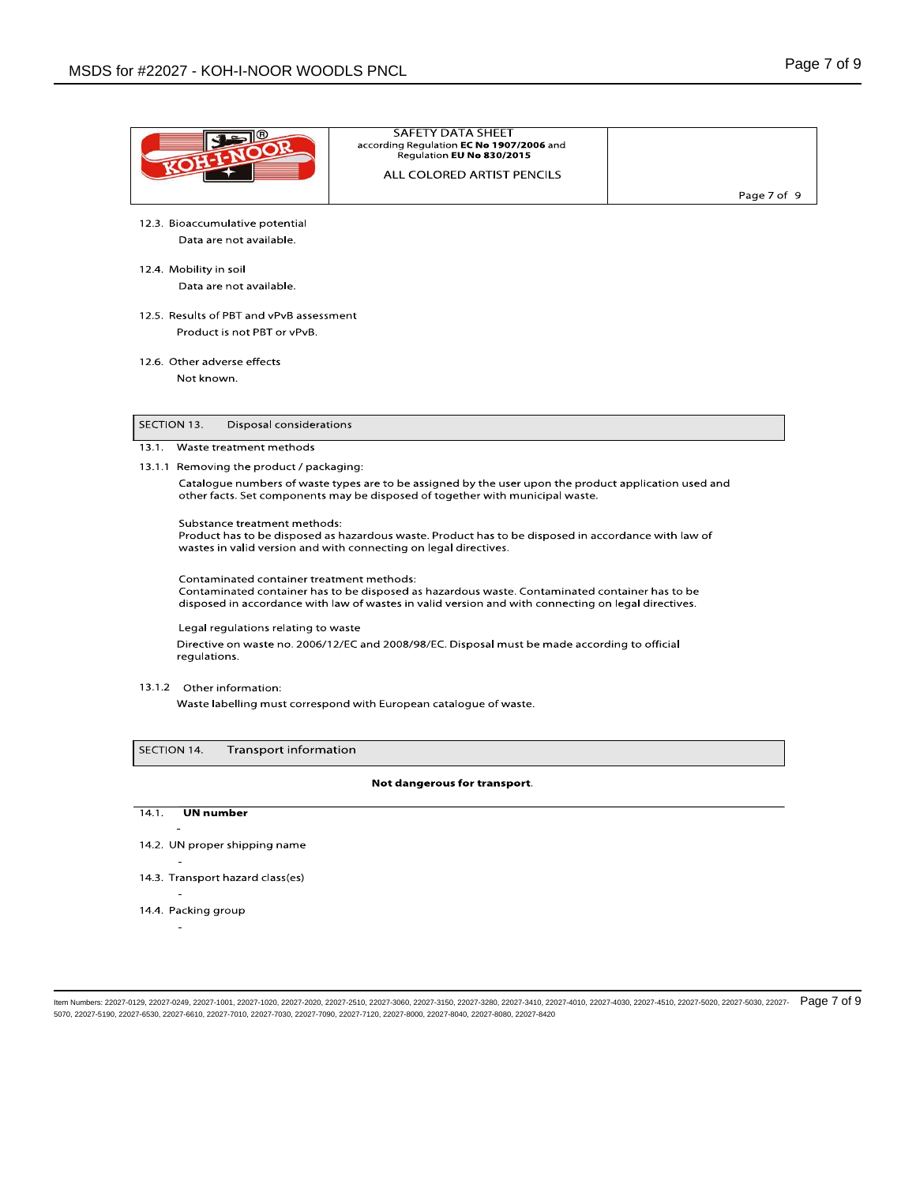12.3. Bioaccumulative potential

Data are not available.

12.4. Mobility in soil

Data are not available.

12.5. Results of PBT and vPvB assessment

Product is not PBT or vPvB.

12.6. Other adverse effects

Not known.

## SECTION 13. Disposal considerations

13.1. Waste treatment methods

13.1.1 Removing the product / packaging:

Catalogue numbers of waste types are to be assigned by the user upon the product application used and other facts. Set components may be disposed of together with municipal waste.

Substance treatment methods:
Product has to be disposed as hazardous waste. Product has to be disposed in accordance with law of wastes in valid version and with connecting on legal directives.

Contaminated container treatment methods:
Contaminated container has to be disposed as hazardous waste. Contaminated container has to be disposed in accordance with law of wastes in valid version and with connecting on legal directives.

Legal regulations relating to waste
Directive on waste no. 2006/12/EC and 2008/98/EC. Disposal must be made according to official regulations.

13.1.2 Other information:

Waste labelling must correspond with European catalogue of waste.

## SECTION 14. Transport information

**Not dangerous for transport.**

14.1. **UN number**

-

14.2. UN proper shipping name

-

14.3. Transport hazard class(es)

-

14.4. Packing group

-

Item Numbers: 22027-0129, 22027-0249, 22027-1001, 22027-1020, 22027-2020, 22027-2510, 22027-3060, 22027-3150, 22027-3280, 22027-3410, 22027-4010, 22027-4030, 22027-4510, 22027-5020, 22027-5030, 22027-5070, 22027-5190, 22027-6530, 22027-6610, 22027-7010, 22027-7030, 22027-7090, 22027-7120, 22027-8000, 22027-8040, 22027-8080, 22027-8420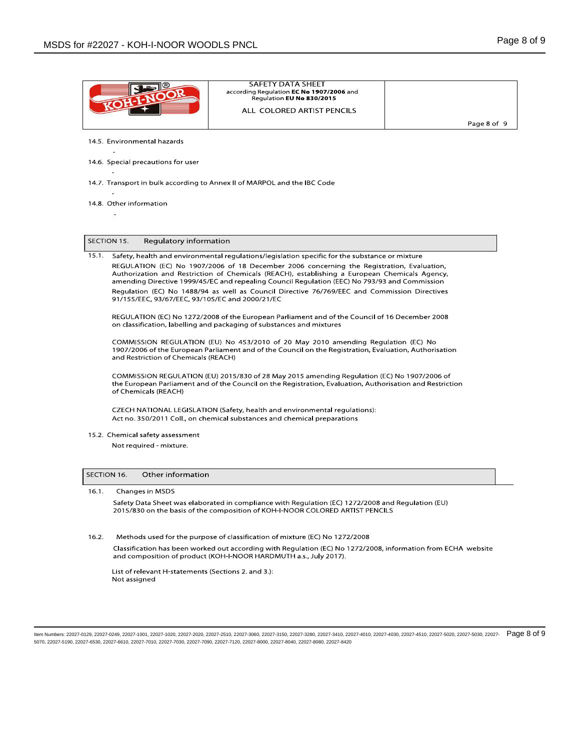| | SAFETY DATA SHEET according Regulation **EC No 1907/2006** and Regulation **EU No 830/2015** ALL COLORED ARTIST PENCILS | |
|---|---|---|

14.5. Environmental hazards

-

14.6. Special precautions for user

-

14.7. Transport in bulk according to Annex II of MARPOL and the IBC Code

-

14.8. Other information

-

## SECTION 15. Regulatory information

15.1. Safety, health and environmental regulations/legislation specific for the substance or mixture

REGULATION (EC) No 1907/2006 of 18 December 2006 concerning the Registration, Evaluation, Authorization and Restriction of Chemicals (REACH), establishing a European Chemicals Agency, amending Directive 1999/45/EC and repealing Council Regulation (EEC) No 793/93 and Commission Regulation (EC) No 1488/94 as well as Council Directive 76/769/EEC and Commission Directives 91/155/EEC, 93/67/EEC, 93/105/EC and 2000/21/EC

REGULATION (EC) No 1272/2008 of the European Parliament and of the Council of 16 December 2008 on classification, labelling and packaging of substances and mixtures

COMMISSION REGULATION (EU) No 453/2010 of 20 May 2010 amending Regulation (EC) No 1907/2006 of the European Parliament and of the Council on the Registration, Evaluation, Authorisation and Restriction of Chemicals (REACH)

COMMISSION REGULATION (EU) 2015/830 of 28 May 2015 amending Regulation (EC) No 1907/2006 of the European Parliament and of the Council on the Registration, Evaluation, Authorisation and Restriction of Chemicals (REACH)

CZECH NATIONAL LEGISLATION (Safety, health and environmental regulations):
Act no. 350/2011 Coll., on chemical substances and chemical preparations

15.2. Chemical safety assessment

Not required - mixture.

## SECTION 16. Other information

16.1. Changes in MSDS

Safety Data Sheet was elaborated in compliance with Regulation (EC) 1272/2008 and Regulation (EU) 2015/830 on the basis of the composition of KOH-I-NOOR COLORED ARTIST PENCILS

16.2. Methods used for the purpose of classification of mixture (EC) No 1272/2008

Classification has been worked out according with Regulation (EC) No 1272/2008, information from ECHA website and composition of product (KOH-I-NOOR HARDMUTH a.s., July 2017).

List of relevant H-statements (Sections 2. and 3.):
Not assigned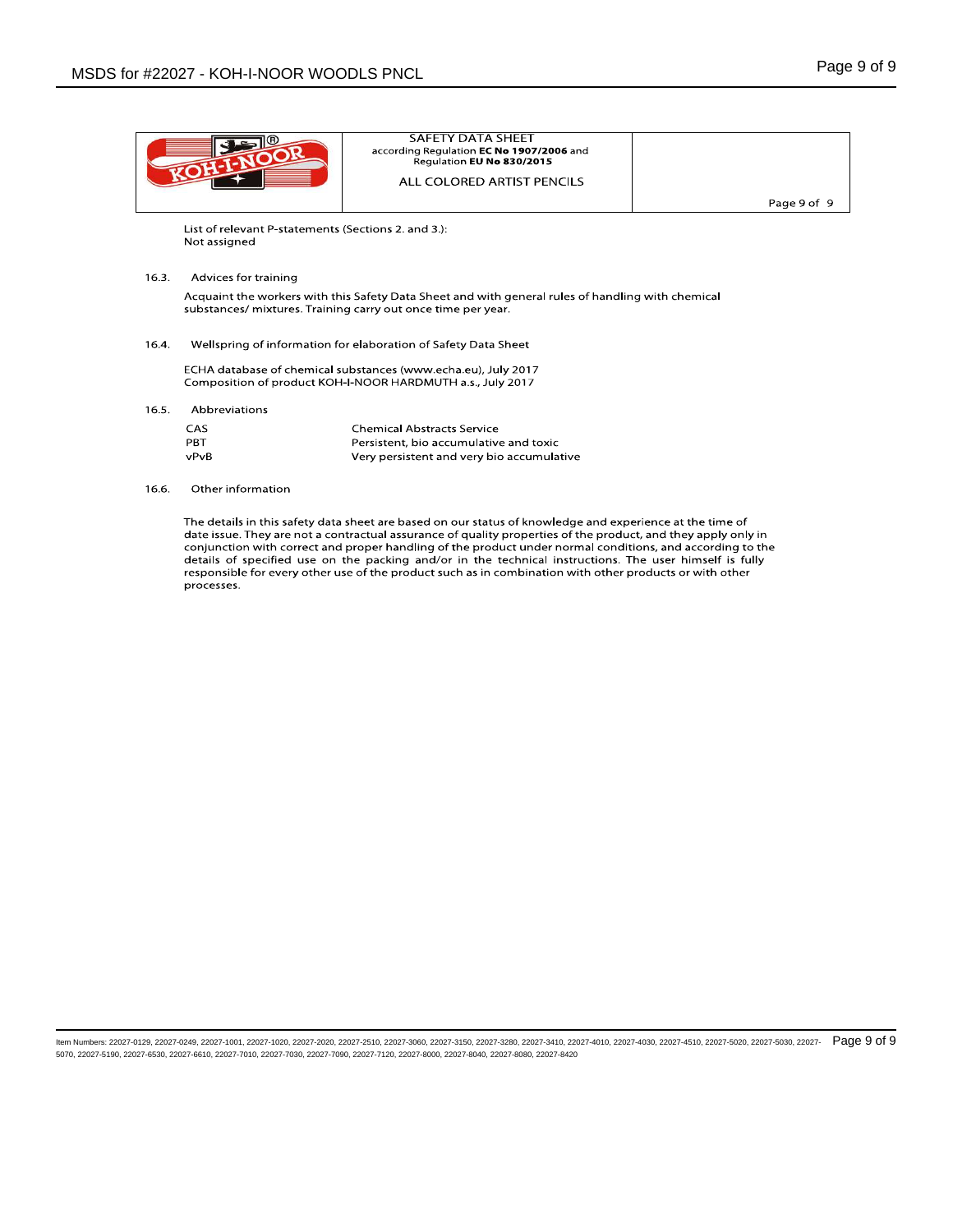List of relevant P-statements (Sections 2. and 3.):
Not assigned

### 16.3. Advices for training

Acquaint the workers with this Safety Data Sheet and with general rules of handling with chemical substances/ mixtures. Training carry out once time per year.

### 16.4. Wellspring of information for elaboration of Safety Data Sheet

ECHA database of chemical substances (www.echa.eu), July 2017
Composition of product KOH-I-NOOR HARDMUTH a.s., July 2017

### 16.5. Abbreviations

| | |
|---|---|
| CAS | Chemical Abstracts Service |
| PBT | Persistent, bio accumulative and toxic |
| vPvB | Very persistent and very bio accumulative |

### 16.6. Other information

The details in this safety data sheet are based on our status of knowledge and experience at the time of date issue. They are not a contractual assurance of quality properties of the product, and they apply only in conjunction with correct and proper handling of the product under normal conditions, and according to the details of specified use on the packing and/or in the technical instructions. The user himself is fully responsible for every other use of the product such as in combination with other products or with other processes.

Item Numbers: 22027-0129, 22027-0249, 22027-1001, 22027-1020, 22027-2020, 22027-2510, 22027-3060, 22027-3150, 22027-3280, 22027-3410, 22027-4010, 22027-4030, 22027-4510, 22027-5020, 22027-5030, 22027-5070, 22027-5190, 22027-6530, 22027-6610, 22027-7010, 22027-7030, 22027-7090, 22027-7120, 22027-8000, 22027-8040, 22027-8080, 22027-8420